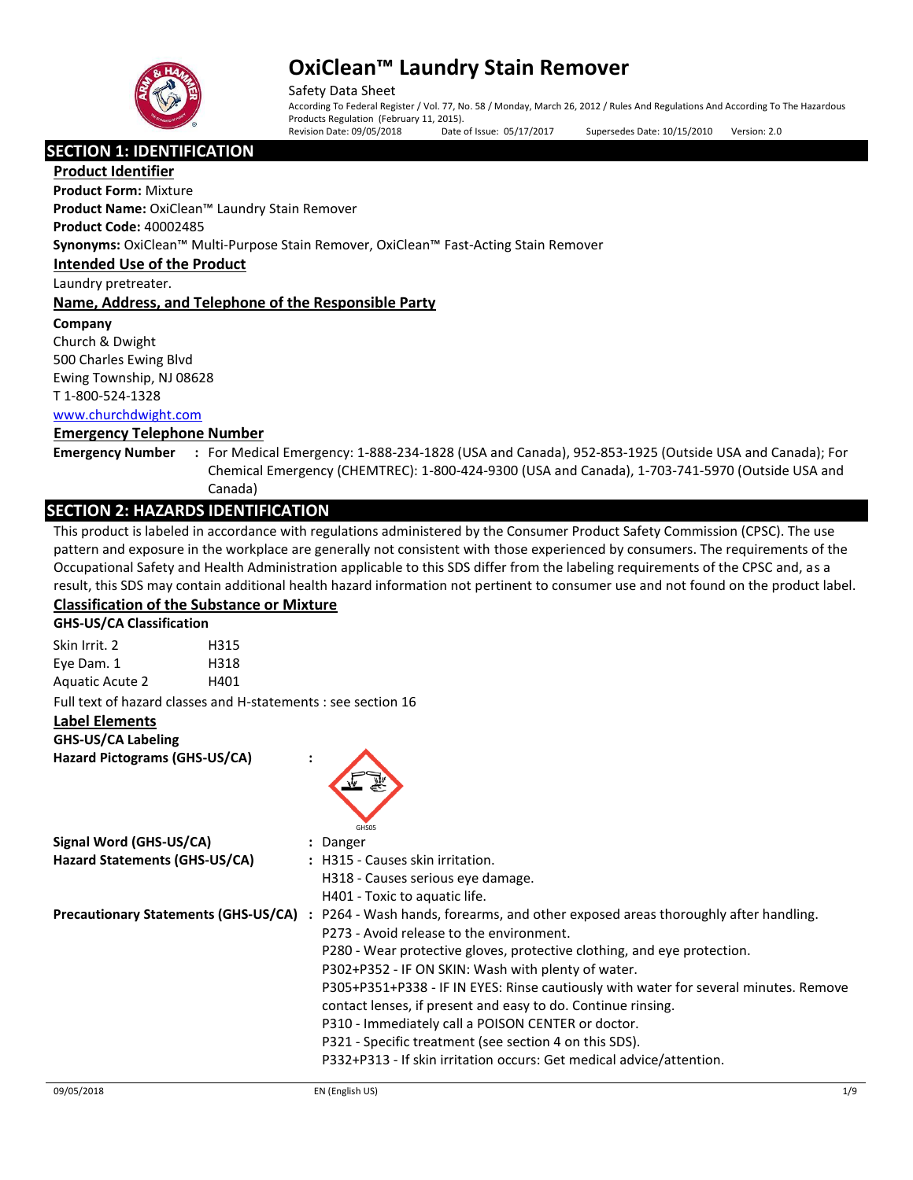# OxiClean™ Laundry Stain Remover

Safety Data Sheet

According To Federal Register / Vol. 77, No. 58 / Monday, March 26, 2012 / Rules And Regulations And According To The Hazardous Products Regulation (February 11, 2015).

Revision Date: 09/05/2018 Date of Issue: 05/17/2017 Supersedes Date: 10/15/2010 Version: 2.0

## SECTION 1: IDENTIFICATION

### Product Identifier

**Product Form:** Mixture

**Product Name:** OxiClean™ Laundry Stain Remover

**Product Code:** 40002485

**Synonyms:** OxiClean™ Multi-Purpose Stain Remover, OxiClean™ Fast-Acting Stain Remover

### Intended Use of the Product

Laundry pretreater.

### Name, Address, and Telephone of the Responsible Party

**Company**

Church & Dwight
500 Charles Ewing Blvd
Ewing Township, NJ 08628
T 1-800-524-1328
www.churchdwight.com

### Emergency Telephone Number

**Emergency Number** : For Medical Emergency: 1-888-234-1828 (USA and Canada), 952-853-1925 (Outside USA and Canada); For Chemical Emergency (CHEMTREC): 1-800-424-9300 (USA and Canada), 1-703-741-5970 (Outside USA and Canada)

## SECTION 2: HAZARDS IDENTIFICATION

This product is labeled in accordance with regulations administered by the Consumer Product Safety Commission (CPSC). The use pattern and exposure in the workplace are generally not consistent with those experienced by consumers. The requirements of the Occupational Safety and Health Administration applicable to this SDS differ from the labeling requirements of the CPSC and, as a result, this SDS may contain additional health hazard information not pertinent to consumer use and not found on the product label.

### Classification of the Substance or Mixture

**GHS-US/CA Classification**

| | |
|---|---|
| Skin Irrit. 2 | H315 |
| Eye Dam. 1 | H318 |
| Aquatic Acute 2 | H401 |

Full text of hazard classes and H-statements : see section 16

### Label Elements

**GHS-US/CA Labeling**

**Hazard Pictograms (GHS-US/CA)** :

GHS05

**Signal Word (GHS-US/CA)** : Danger

**Hazard Statements (GHS-US/CA)** : H315 - Causes skin irritation.
H318 - Causes serious eye damage.
H401 - Toxic to aquatic life.

**Precautionary Statements (GHS-US/CA)** : P264 - Wash hands, forearms, and other exposed areas thoroughly after handling.
P273 - Avoid release to the environment.
P280 - Wear protective gloves, protective clothing, and eye protection.
P302+P352 - IF ON SKIN: Wash with plenty of water.
P305+P351+P338 - IF IN EYES: Rinse cautiously with water for several minutes. Remove contact lenses, if present and easy to do. Continue rinsing.
P310 - Immediately call a POISON CENTER or doctor.
P321 - Specific treatment (see section 4 on this SDS).
P332+P313 - If skin irritation occurs: Get medical advice/attention.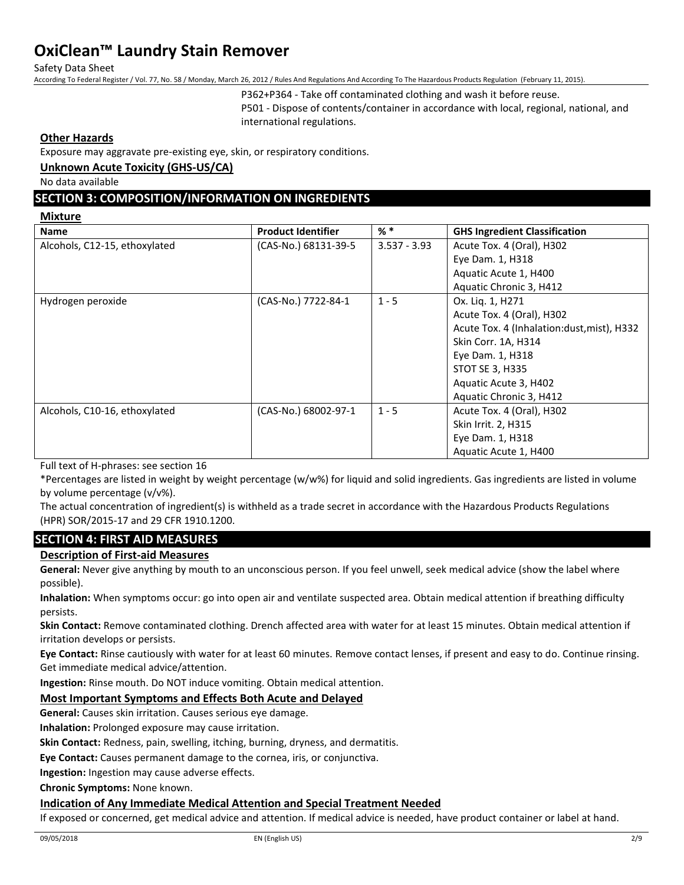P362+P364 - Take off contaminated clothing and wash it before reuse.
P501 - Dispose of contents/container in accordance with local, regional, national, and international regulations.

### Other Hazards

Exposure may aggravate pre-existing eye, skin, or respiratory conditions.

### Unknown Acute Toxicity (GHS-US/CA)

No data available

## SECTION 3: COMPOSITION/INFORMATION ON INGREDIENTS

### Mixture

| Name | Product Identifier | % * | GHS Ingredient Classification |
|---|---|---|---|
| Alcohols, C12-15, ethoxylated | (CAS-No.) 68131-39-5 | 3.537 - 3.93 | Acute Tox. 4 (Oral), H302<br>Eye Dam. 1, H318<br>Aquatic Acute 1, H400<br>Aquatic Chronic 3, H412 |
| Hydrogen peroxide | (CAS-No.) 7722-84-1 | 1 - 5 | Ox. Liq. 1, H271<br>Acute Tox. 4 (Oral), H302<br>Acute Tox. 4 (Inhalation:dust,mist), H332<br>Skin Corr. 1A, H314<br>Eye Dam. 1, H318<br>STOT SE 3, H335<br>Aquatic Acute 3, H402<br>Aquatic Chronic 3, H412 |
| Alcohols, C10-16, ethoxylated | (CAS-No.) 68002-97-1 | 1 - 5 | Acute Tox. 4 (Oral), H302<br>Skin Irrit. 2, H315<br>Eye Dam. 1, H318<br>Aquatic Acute 1, H400 |

Full text of H-phrases: see section 16

*Percentages are listed in weight by weight percentage (w/w%) for liquid and solid ingredients. Gas ingredients are listed in volume by volume percentage (v/v%).

The actual concentration of ingredient(s) is withheld as a trade secret in accordance with the Hazardous Products Regulations (HPR) SOR/2015-17 and 29 CFR 1910.1200.

## SECTION 4: FIRST AID MEASURES

### Description of First-aid Measures

**General:** Never give anything by mouth to an unconscious person. If you feel unwell, seek medical advice (show the label where possible).

**Inhalation:** When symptoms occur: go into open air and ventilate suspected area. Obtain medical attention if breathing difficulty persists.

**Skin Contact:** Remove contaminated clothing. Drench affected area with water for at least 15 minutes. Obtain medical attention if irritation develops or persists.

**Eye Contact:** Rinse cautiously with water for at least 60 minutes. Remove contact lenses, if present and easy to do. Continue rinsing. Get immediate medical advice/attention.

**Ingestion:** Rinse mouth. Do NOT induce vomiting. Obtain medical attention.

### Most Important Symptoms and Effects Both Acute and Delayed

**General:** Causes skin irritation. Causes serious eye damage.

**Inhalation:** Prolonged exposure may cause irritation.

**Skin Contact:** Redness, pain, swelling, itching, burning, dryness, and dermatitis.

**Eye Contact:** Causes permanent damage to the cornea, iris, or conjunctiva.

**Ingestion:** Ingestion may cause adverse effects.

**Chronic Symptoms:** None known.

### Indication of Any Immediate Medical Attention and Special Treatment Needed

If exposed or concerned, get medical advice and attention. If medical advice is needed, have product container or label at hand.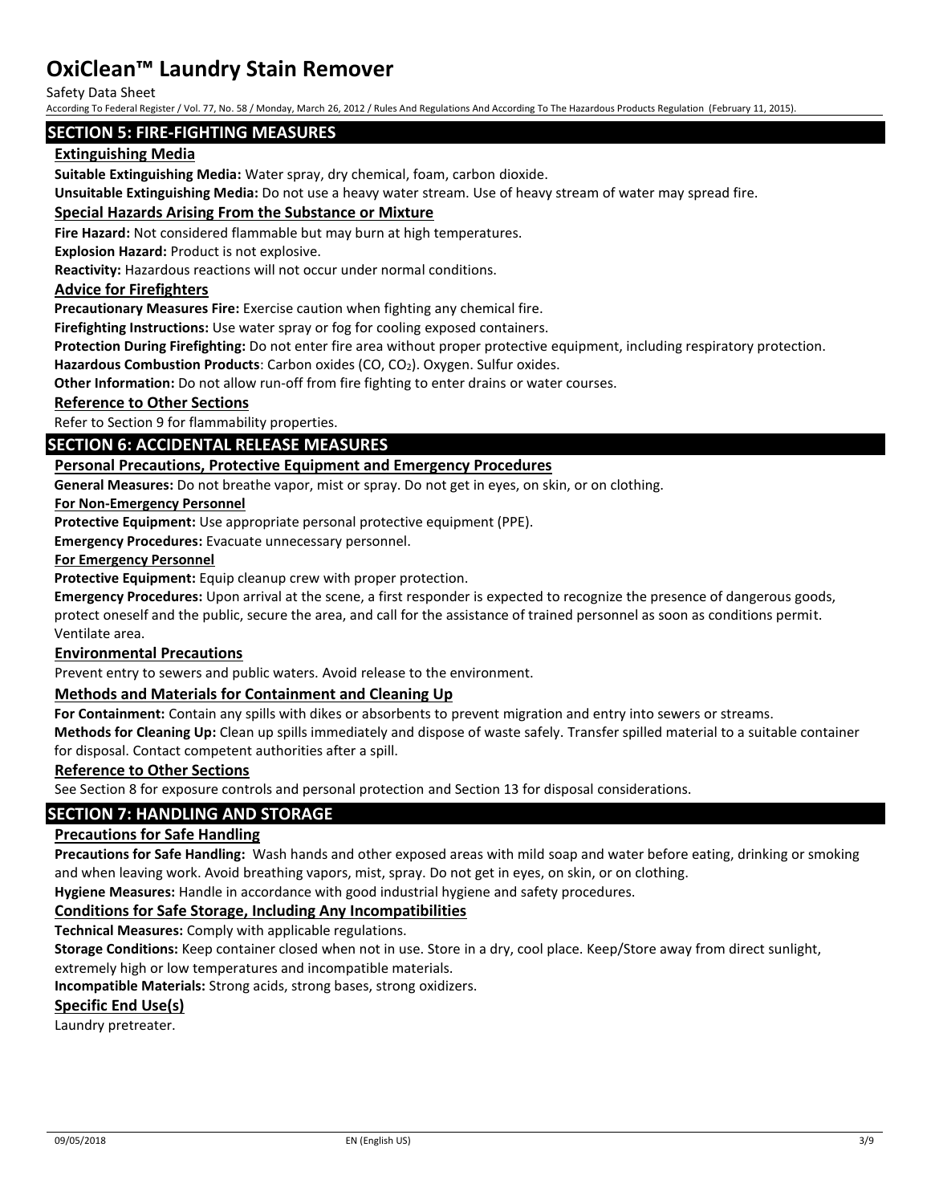## SECTION 5: FIRE-FIGHTING MEASURES

### Extinguishing Media

**Suitable Extinguishing Media:** Water spray, dry chemical, foam, carbon dioxide.

**Unsuitable Extinguishing Media:** Do not use a heavy water stream. Use of heavy stream of water may spread fire.

### Special Hazards Arising From the Substance or Mixture

**Fire Hazard:** Not considered flammable but may burn at high temperatures.

**Explosion Hazard:** Product is not explosive.

**Reactivity:** Hazardous reactions will not occur under normal conditions.

### Advice for Firefighters

**Precautionary Measures Fire:** Exercise caution when fighting any chemical fire.

**Firefighting Instructions:** Use water spray or fog for cooling exposed containers.

**Protection During Firefighting:** Do not enter fire area without proper protective equipment, including respiratory protection.

**Hazardous Combustion Products**: Carbon oxides ($CO$, $CO_2$). Oxygen. Sulfur oxides.

**Other Information:** Do not allow run-off from fire fighting to enter drains or water courses.

### Reference to Other Sections

Refer to Section 9 for flammability properties.

## SECTION 6: ACCIDENTAL RELEASE MEASURES

### Personal Precautions, Protective Equipment and Emergency Procedures

**General Measures:** Do not breathe vapor, mist or spray. Do not get in eyes, on skin, or on clothing.

**For Non-Emergency Personnel**

**Protective Equipment:** Use appropriate personal protective equipment (PPE).

**Emergency Procedures:** Evacuate unnecessary personnel.

**For Emergency Personnel**

**Protective Equipment:** Equip cleanup crew with proper protection.

**Emergency Procedures:** Upon arrival at the scene, a first responder is expected to recognize the presence of dangerous goods, protect oneself and the public, secure the area, and call for the assistance of trained personnel as soon as conditions permit. Ventilate area.

### Environmental Precautions

Prevent entry to sewers and public waters. Avoid release to the environment.

### Methods and Materials for Containment and Cleaning Up

**For Containment:** Contain any spills with dikes or absorbents to prevent migration and entry into sewers or streams.

**Methods for Cleaning Up:** Clean up spills immediately and dispose of waste safely. Transfer spilled material to a suitable container for disposal. Contact competent authorities after a spill.

### Reference to Other Sections

See Section 8 for exposure controls and personal protection and Section 13 for disposal considerations.

## SECTION 7: HANDLING AND STORAGE

### Precautions for Safe Handling

**Precautions for Safe Handling:** Wash hands and other exposed areas with mild soap and water before eating, drinking or smoking and when leaving work. Avoid breathing vapors, mist, spray. Do not get in eyes, on skin, or on clothing.

**Hygiene Measures:** Handle in accordance with good industrial hygiene and safety procedures.

### Conditions for Safe Storage, Including Any Incompatibilities

**Technical Measures:** Comply with applicable regulations.

**Storage Conditions:** Keep container closed when not in use. Store in a dry, cool place. Keep/Store away from direct sunlight, extremely high or low temperatures and incompatible materials.

**Incompatible Materials:** Strong acids, strong bases, strong oxidizers.

### Specific End Use(s)

Laundry pretreater.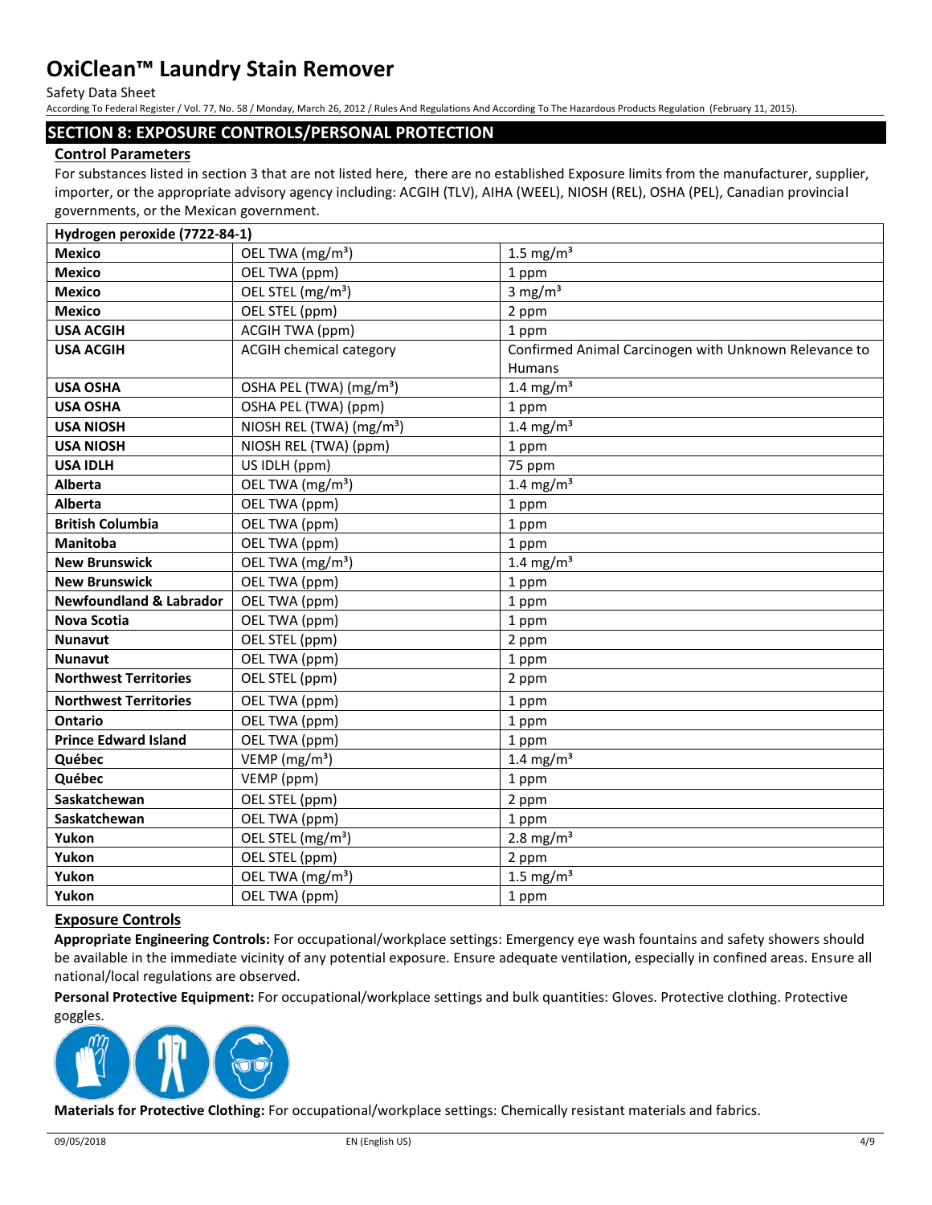## SECTION 8: EXPOSURE CONTROLS/PERSONAL PROTECTION

### Control Parameters

For substances listed in section 3 that are not listed here, there are no established Exposure limits from the manufacturer, supplier, importer, or the appropriate advisory agency including: ACGIH (TLV), AIHA (WEEL), NIOSH (REL), OSHA (PEL), Canadian provincial governments, or the Mexican government.

| Hydrogen peroxide (7722-84-1) | | |
|---|---|---|
| **Mexico** | OEL TWA (mg/m³) | 1.5 mg/m³ |
| **Mexico** | OEL TWA (ppm) | 1 ppm |
| **Mexico** | OEL STEL (mg/m³) | 3 mg/m³ |
| **Mexico** | OEL STEL (ppm) | 2 ppm |
| **USA ACGIH** | ACGIH TWA (ppm) | 1 ppm |
| **USA ACGIH** | ACGIH chemical category | Confirmed Animal Carcinogen with Unknown Relevance to Humans |
| **USA OSHA** | OSHA PEL (TWA) (mg/m³) | 1.4 mg/m³ |
| **USA OSHA** | OSHA PEL (TWA) (ppm) | 1 ppm |
| **USA NIOSH** | NIOSH REL (TWA) (mg/m³) | 1.4 mg/m³ |
| **USA NIOSH** | NIOSH REL (TWA) (ppm) | 1 ppm |
| **USA IDLH** | US IDLH (ppm) | 75 ppm |
| **Alberta** | OEL TWA (mg/m³) | 1.4 mg/m³ |
| **Alberta** | OEL TWA (ppm) | 1 ppm |
| **British Columbia** | OEL TWA (ppm) | 1 ppm |
| **Manitoba** | OEL TWA (ppm) | 1 ppm |
| **New Brunswick** | OEL TWA (mg/m³) | 1.4 mg/m³ |
| **New Brunswick** | OEL TWA (ppm) | 1 ppm |
| **Newfoundland & Labrador** | OEL TWA (ppm) | 1 ppm |
| **Nova Scotia** | OEL TWA (ppm) | 1 ppm |
| **Nunavut** | OEL STEL (ppm) | 2 ppm |
| **Nunavut** | OEL TWA (ppm) | 1 ppm |
| **Northwest Territories** | OEL STEL (ppm) | 2 ppm |
| **Northwest Territories** | OEL TWA (ppm) | 1 ppm |
| **Ontario** | OEL TWA (ppm) | 1 ppm |
| **Prince Edward Island** | OEL TWA (ppm) | 1 ppm |
| **Québec** | VEMP (mg/m³) | 1.4 mg/m³ |
| **Québec** | VEMP (ppm) | 1 ppm |
| **Saskatchewan** | OEL STEL (ppm) | 2 ppm |
| **Saskatchewan** | OEL TWA (ppm) | 1 ppm |
| **Yukon** | OEL STEL (mg/m³) | 2.8 mg/m³ |
| **Yukon** | OEL STEL (ppm) | 2 ppm |
| **Yukon** | OEL TWA (mg/m³) | 1.5 mg/m³ |
| **Yukon** | OEL TWA (ppm) | 1 ppm |

### Exposure Controls

**Appropriate Engineering Controls:** For occupational/workplace settings: Emergency eye wash fountains and safety showers should be available in the immediate vicinity of any potential exposure. Ensure adequate ventilation, especially in confined areas. Ensure all national/local regulations are observed.

**Personal Protective Equipment:** For occupational/workplace settings and bulk quantities: Gloves. Protective clothing. Protective goggles.

**Materials for Protective Clothing:** For occupational/workplace settings: Chemically resistant materials and fabrics.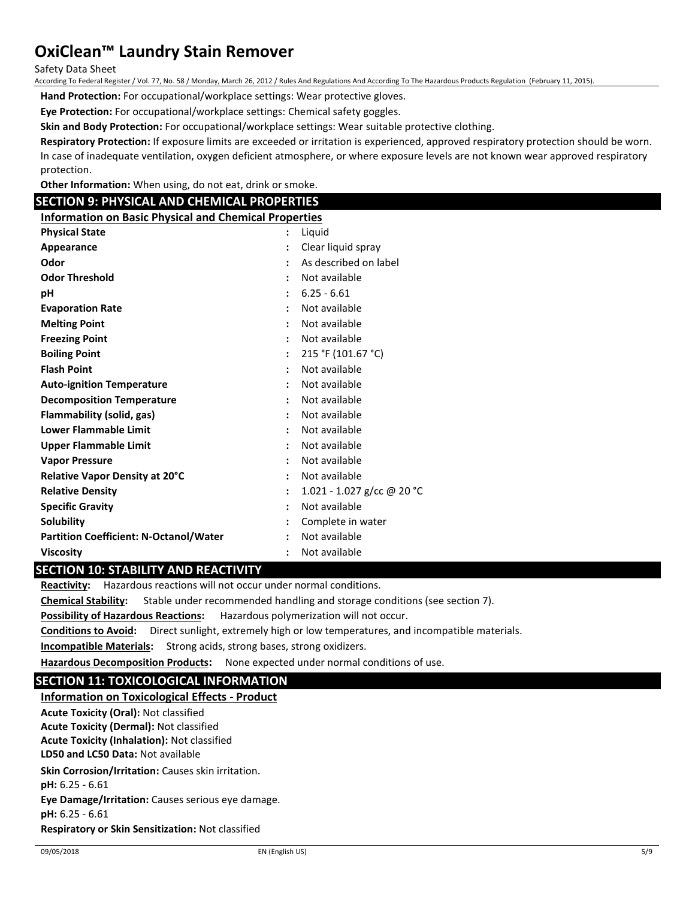**Hand Protection:** For occupational/workplace settings: Wear protective gloves.

**Eye Protection:** For occupational/workplace settings: Chemical safety goggles.

**Skin and Body Protection:** For occupational/workplace settings: Wear suitable protective clothing.

**Respiratory Protection:** If exposure limits are exceeded or irritation is experienced, approved respiratory protection should be worn. In case of inadequate ventilation, oxygen deficient atmosphere, or where exposure levels are not known wear approved respiratory protection.

**Other Information:** When using, do not eat, drink or smoke.

## SECTION 9: PHYSICAL AND CHEMICAL PROPERTIES

### Information on Basic Physical and Chemical Properties

| Property | Value |
|---|---|
| **Physical State** | Liquid |
| **Appearance** | Clear liquid spray |
| **Odor** | As described on label |
| **Odor Threshold** | Not available |
| **pH** | 6.25 - 6.61 |
| **Evaporation Rate** | Not available |
| **Melting Point** | Not available |
| **Freezing Point** | Not available |
| **Boiling Point** | 215 °F (101.67 °C) |
| **Flash Point** | Not available |
| **Auto-ignition Temperature** | Not available |
| **Decomposition Temperature** | Not available |
| **Flammability (solid, gas)** | Not available |
| **Lower Flammable Limit** | Not available |
| **Upper Flammable Limit** | Not available |
| **Vapor Pressure** | Not available |
| **Relative Vapor Density at 20°C** | Not available |
| **Relative Density** | 1.021 - 1.027 g/cc @ 20 °C |
| **Specific Gravity** | Not available |
| **Solubility** | Complete in water |
| **Partition Coefficient: N-Octanol/Water** | Not available |
| **Viscosity** | Not available |

## SECTION 10: STABILITY AND REACTIVITY

**Reactivity:** Hazardous reactions will not occur under normal conditions.

**Chemical Stability:** Stable under recommended handling and storage conditions (see section 7).

**Possibility of Hazardous Reactions:** Hazardous polymerization will not occur.

**Conditions to Avoid:** Direct sunlight, extremely high or low temperatures, and incompatible materials.

**Incompatible Materials:** Strong acids, strong bases, strong oxidizers.

**Hazardous Decomposition Products:** None expected under normal conditions of use.

## SECTION 11: TOXICOLOGICAL INFORMATION

### Information on Toxicological Effects - Product

**Acute Toxicity (Oral):** Not classified
**Acute Toxicity (Dermal):** Not classified
**Acute Toxicity (Inhalation):** Not classified
**LD50 and LC50 Data:** Not available

**Skin Corrosion/Irritation:** Causes skin irritation.
**pH:** 6.25 - 6.61
**Eye Damage/Irritation:** Causes serious eye damage.
**pH:** 6.25 - 6.61
**Respiratory or Skin Sensitization:** Not classified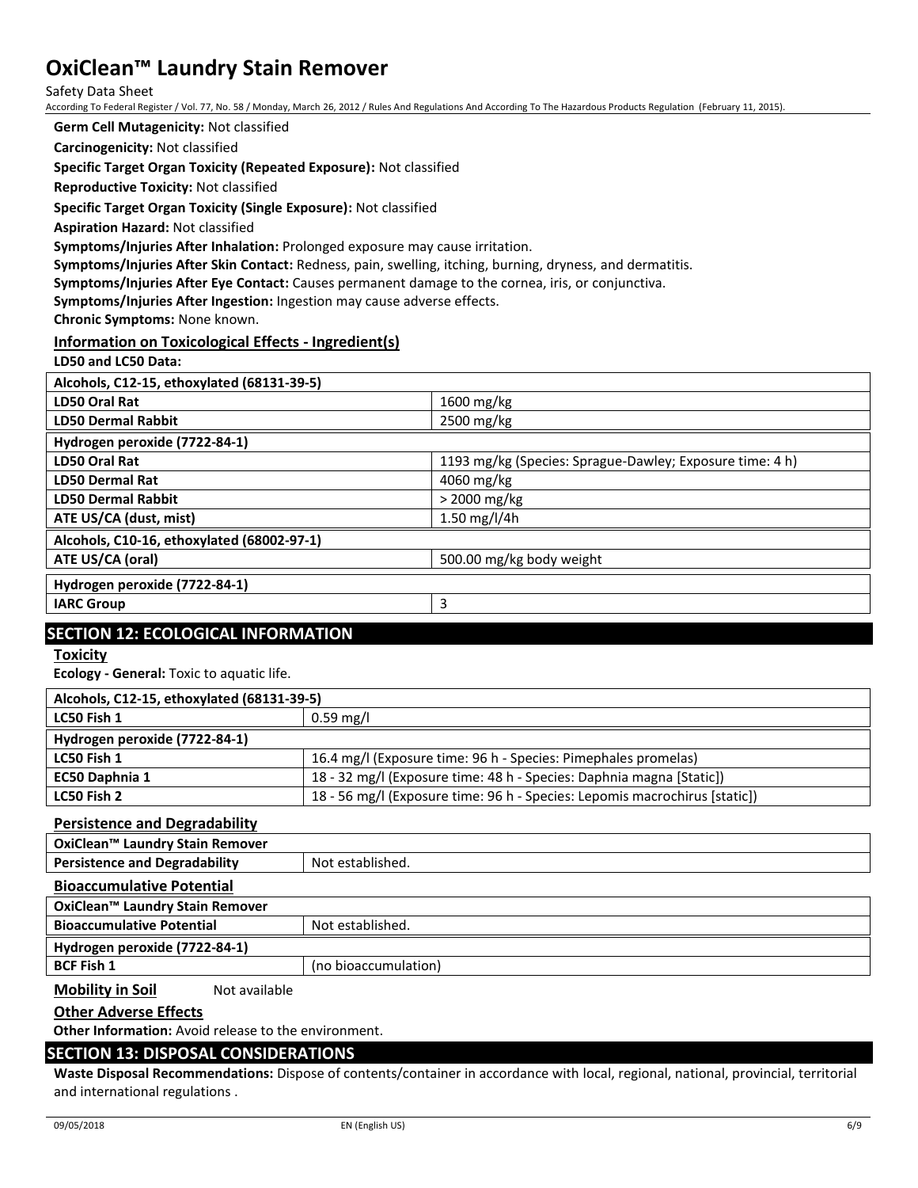**Germ Cell Mutagenicity:** Not classified

**Carcinogenicity:** Not classified

**Specific Target Organ Toxicity (Repeated Exposure):** Not classified

**Reproductive Toxicity:** Not classified

**Specific Target Organ Toxicity (Single Exposure):** Not classified

**Aspiration Hazard:** Not classified

**Symptoms/Injuries After Inhalation:** Prolonged exposure may cause irritation.

**Symptoms/Injuries After Skin Contact:** Redness, pain, swelling, itching, burning, dryness, and dermatitis.

**Symptoms/Injuries After Eye Contact:** Causes permanent damage to the cornea, iris, or conjunctiva.

**Symptoms/Injuries After Ingestion:** Ingestion may cause adverse effects.

**Chronic Symptoms:** None known.

**Information on Toxicological Effects - Ingredient(s)**

**LD50 and LC50 Data:**

| Alcohols, C12-15, ethoxylated (68131-39-5) | |
|---|---|
| **LD50 Oral Rat** | 1600 mg/kg |
| **LD50 Dermal Rabbit** | 2500 mg/kg |
| **Hydrogen peroxide (7722-84-1)** | |
| **LD50 Oral Rat** | 1193 mg/kg (Species: Sprague-Dawley; Exposure time: 4 h) |
| **LD50 Dermal Rat** | 4060 mg/kg |
| **LD50 Dermal Rabbit** | > 2000 mg/kg |
| **ATE US/CA (dust, mist)** | 1.50 mg/l/4h |
| **Alcohols, C10-16, ethoxylated (68002-97-1)** | |
| **ATE US/CA (oral)** | 500.00 mg/kg body weight |

| Hydrogen peroxide (7722-84-1) | |
|---|---|
| **IARC Group** | 3 |

## SECTION 12: ECOLOGICAL INFORMATION

**Toxicity**

**Ecology - General:** Toxic to aquatic life.

| Alcohols, C12-15, ethoxylated (68131-39-5) | |
|---|---|
| **LC50 Fish 1** | 0.59 mg/l |
| **Hydrogen peroxide (7722-84-1)** | |
| **LC50 Fish 1** | 16.4 mg/l (Exposure time: 96 h - Species: Pimephales promelas) |
| **EC50 Daphnia 1** | 18 - 32 mg/l (Exposure time: 48 h - Species: Daphnia magna [Static]) |
| **LC50 Fish 2** | 18 - 56 mg/l (Exposure time: 96 h - Species: Lepomis macrochirus [static]) |

**Persistence and Degradability**

| OxiClean™ Laundry Stain Remover | |
|---|---|
| **Persistence and Degradability** | Not established. |

**Bioaccumulative Potential**

| OxiClean™ Laundry Stain Remover | |
|---|---|
| **Bioaccumulative Potential** | Not established. |
| **Hydrogen peroxide (7722-84-1)** | |
| **BCF Fish 1** | (no bioaccumulation) |

**Mobility in Soil** Not available

**Other Adverse Effects**

**Other Information:** Avoid release to the environment.

## SECTION 13: DISPOSAL CONSIDERATIONS

**Waste Disposal Recommendations:** Dispose of contents/container in accordance with local, regional, national, provincial, territorial and international regulations .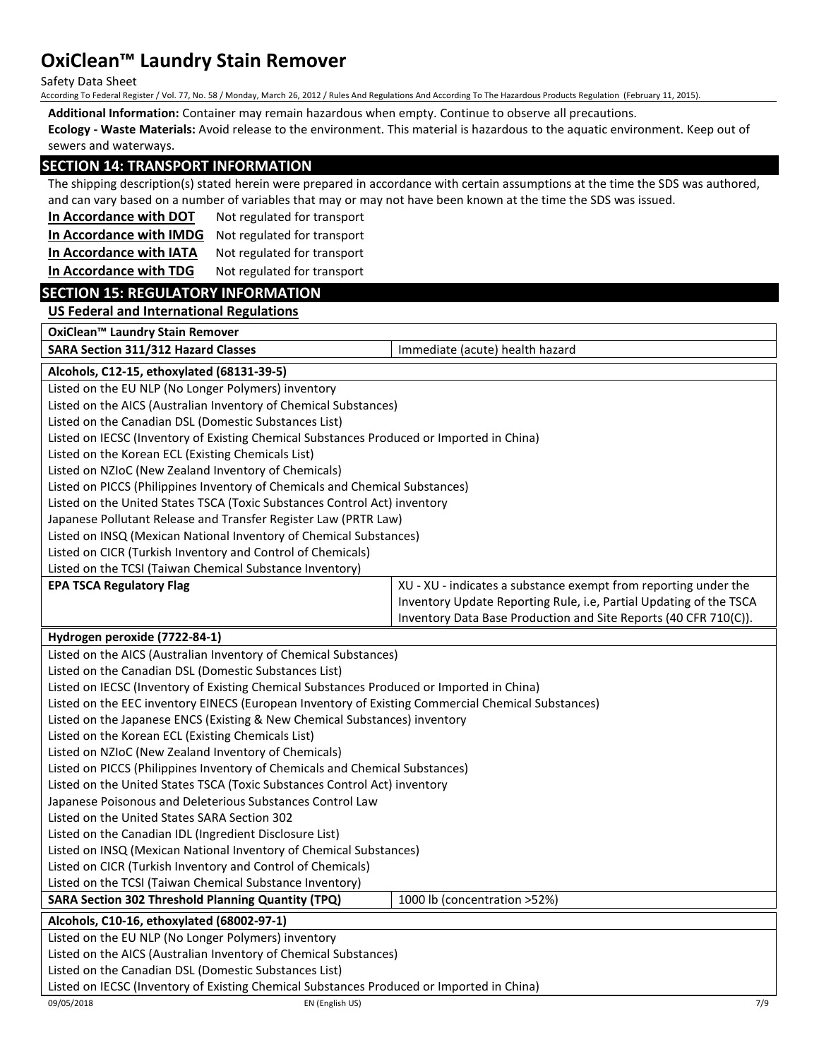**Additional Information:** Container may remain hazardous when empty. Continue to observe all precautions.

**Ecology - Waste Materials:** Avoid release to the environment. This material is hazardous to the aquatic environment. Keep out of sewers and waterways.

## SECTION 14: TRANSPORT INFORMATION

The shipping description(s) stated herein were prepared in accordance with certain assumptions at the time the SDS was authored, and can vary based on a number of variables that may or may not have been known at the time the SDS was issued.

**In Accordance with DOT** Not regulated for transport

**In Accordance with IMDG** Not regulated for transport

**In Accordance with IATA** Not regulated for transport

**In Accordance with TDG** Not regulated for transport

## SECTION 15: REGULATORY INFORMATION

### US Federal and International Regulations

| **OxiClean™ Laundry Stain Remover** | |
|---|---|
| **SARA Section 311/312 Hazard Classes** | Immediate (acute) health hazard |

| **Alcohols, C12-15, ethoxylated (68131-39-5)** | |
|---|---|
| Listed on the EU NLP (No Longer Polymers) inventory | |
| Listed on the AICS (Australian Inventory of Chemical Substances) | |
| Listed on the Canadian DSL (Domestic Substances List) | |
| Listed on IECSC (Inventory of Existing Chemical Substances Produced or Imported in China) | |
| Listed on the Korean ECL (Existing Chemicals List) | |
| Listed on NZIoC (New Zealand Inventory of Chemicals) | |
| Listed on PICCS (Philippines Inventory of Chemicals and Chemical Substances) | |
| Listed on the United States TSCA (Toxic Substances Control Act) inventory | |
| Japanese Pollutant Release and Transfer Register Law (PRTR Law) | |
| Listed on INSQ (Mexican National Inventory of Chemical Substances) | |
| Listed on CICR (Turkish Inventory and Control of Chemicals) | |
| Listed on the TCSI (Taiwan Chemical Substance Inventory) | |
| **EPA TSCA Regulatory Flag** | XU - XU - indicates a substance exempt from reporting under the Inventory Update Reporting Rule, i.e, Partial Updating of the TSCA Inventory Data Base Production and Site Reports (40 CFR 710(C)). |

| **Hydrogen peroxide (7722-84-1)** | |
|---|---|
| Listed on the AICS (Australian Inventory of Chemical Substances) | |
| Listed on the Canadian DSL (Domestic Substances List) | |
| Listed on IECSC (Inventory of Existing Chemical Substances Produced or Imported in China) | |
| Listed on the EEC inventory EINECS (European Inventory of Existing Commercial Chemical Substances) | |
| Listed on the Japanese ENCS (Existing & New Chemical Substances) inventory | |
| Listed on the Korean ECL (Existing Chemicals List) | |
| Listed on NZIoC (New Zealand Inventory of Chemicals) | |
| Listed on PICCS (Philippines Inventory of Chemicals and Chemical Substances) | |
| Listed on the United States TSCA (Toxic Substances Control Act) inventory | |
| Japanese Poisonous and Deleterious Substances Control Law | |
| Listed on the United States SARA Section 302 | |
| Listed on the Canadian IDL (Ingredient Disclosure List) | |
| Listed on INSQ (Mexican National Inventory of Chemical Substances) | |
| Listed on CICR (Turkish Inventory and Control of Chemicals) | |
| Listed on the TCSI (Taiwan Chemical Substance Inventory) | |
| **SARA Section 302 Threshold Planning Quantity (TPQ)** | 1000 lb (concentration >52%) |

| **Alcohols, C10-16, ethoxylated (68002-97-1)** |
|---|
| Listed on the EU NLP (No Longer Polymers) inventory |
| Listed on the AICS (Australian Inventory of Chemical Substances) |
| Listed on the Canadian DSL (Domestic Substances List) |
| Listed on IECSC (Inventory of Existing Chemical Substances Produced or Imported in China) |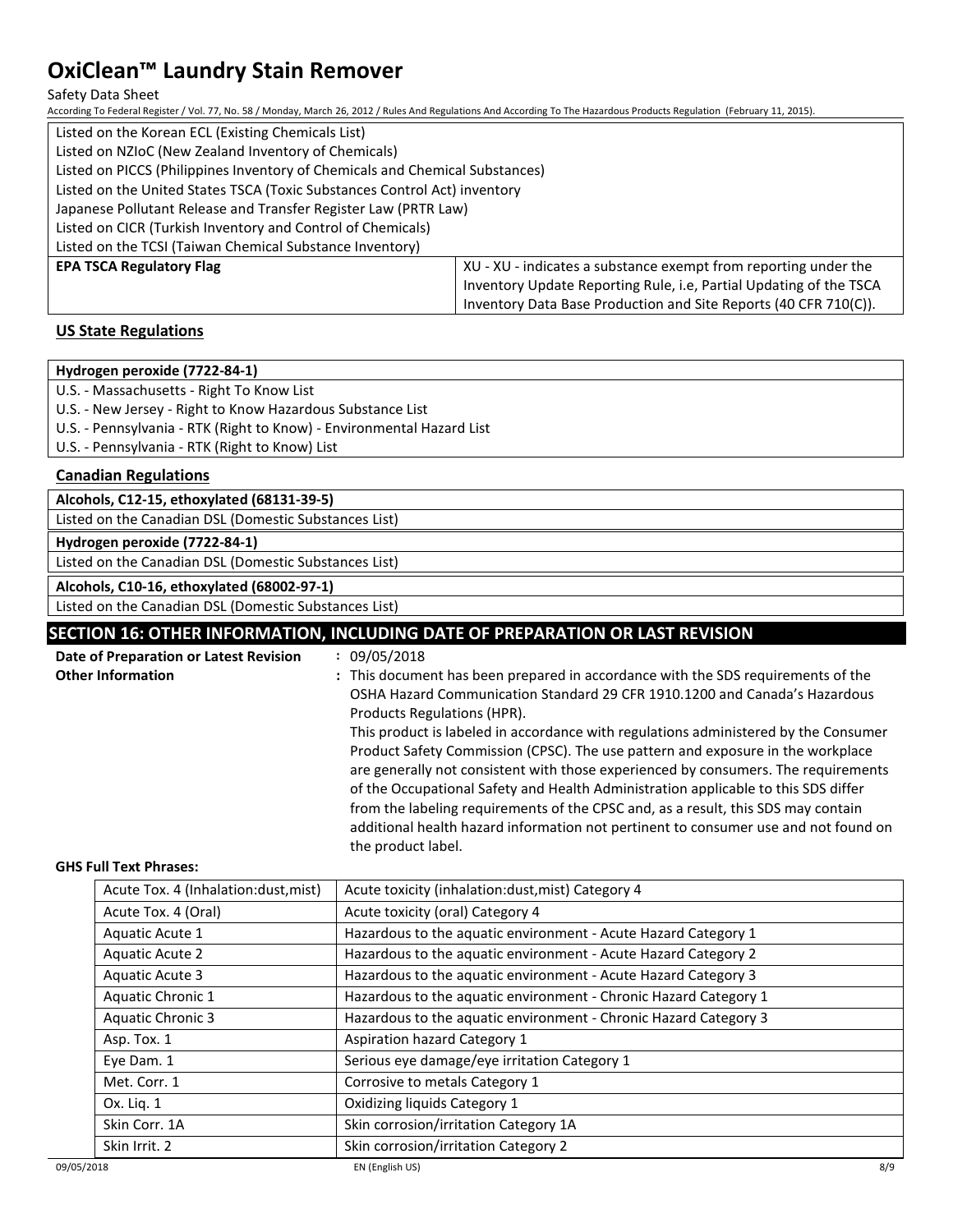| Listed on the Korean ECL (Existing Chemicals List) | |
|---|---|
| Listed on NZIoC (New Zealand Inventory of Chemicals) | |
| Listed on PICCS (Philippines Inventory of Chemicals and Chemical Substances) | |
| Listed on the United States TSCA (Toxic Substances Control Act) inventory | |
| Japanese Pollutant Release and Transfer Register Law (PRTR Law) | |
| Listed on CICR (Turkish Inventory and Control of Chemicals) | |
| Listed on the TCSI (Taiwan Chemical Substance Inventory) | |
| **EPA TSCA Regulatory Flag** | XU - XU - indicates a substance exempt from reporting under the Inventory Update Reporting Rule, i.e, Partial Updating of the TSCA Inventory Data Base Production and Site Reports (40 CFR 710(C)). |

### US State Regulations

| **Hydrogen peroxide (7722-84-1)** |
|---|
| U.S. - Massachusetts - Right To Know List |
| U.S. - New Jersey - Right to Know Hazardous Substance List |
| U.S. - Pennsylvania - RTK (Right to Know) - Environmental Hazard List |
| U.S. - Pennsylvania - RTK (Right to Know) List |

### Canadian Regulations

| **Alcohols, C12-15, ethoxylated (68131-39-5)** |
|---|
| Listed on the Canadian DSL (Domestic Substances List) |

| **Hydrogen peroxide (7722-84-1)** |
|---|
| Listed on the Canadian DSL (Domestic Substances List) |

| **Alcohols, C10-16, ethoxylated (68002-97-1)** |
|---|
| Listed on the Canadian DSL (Domestic Substances List) |

## SECTION 16: OTHER INFORMATION, INCLUDING DATE OF PREPARATION OR LAST REVISION

**Date of Preparation or Latest Revision** : 09/05/2018

**Other Information** : This document has been prepared in accordance with the SDS requirements of the OSHA Hazard Communication Standard 29 CFR 1910.1200 and Canada's Hazardous Products Regulations (HPR).
This product is labeled in accordance with regulations administered by the Consumer Product Safety Commission (CPSC). The use pattern and exposure in the workplace are generally not consistent with those experienced by consumers. The requirements of the Occupational Safety and Health Administration applicable to this SDS differ from the labeling requirements of the CPSC and, as a result, this SDS may contain additional health hazard information not pertinent to consumer use and not found on the product label.

**GHS Full Text Phrases:**

| Acute Tox. 4 (Inhalation:dust,mist) | Acute toxicity (inhalation:dust,mist) Category 4 |
|---|---|
| Acute Tox. 4 (Oral) | Acute toxicity (oral) Category 4 |
| Aquatic Acute 1 | Hazardous to the aquatic environment - Acute Hazard Category 1 |
| Aquatic Acute 2 | Hazardous to the aquatic environment - Acute Hazard Category 2 |
| Aquatic Acute 3 | Hazardous to the aquatic environment - Acute Hazard Category 3 |
| Aquatic Chronic 1 | Hazardous to the aquatic environment - Chronic Hazard Category 1 |
| Aquatic Chronic 3 | Hazardous to the aquatic environment - Chronic Hazard Category 3 |
| Asp. Tox. 1 | Aspiration hazard Category 1 |
| Eye Dam. 1 | Serious eye damage/eye irritation Category 1 |
| Met. Corr. 1 | Corrosive to metals Category 1 |
| Ox. Liq. 1 | Oxidizing liquids Category 1 |
| Skin Corr. 1A | Skin corrosion/irritation Category 1A |
| Skin Irrit. 2 | Skin corrosion/irritation Category 2 |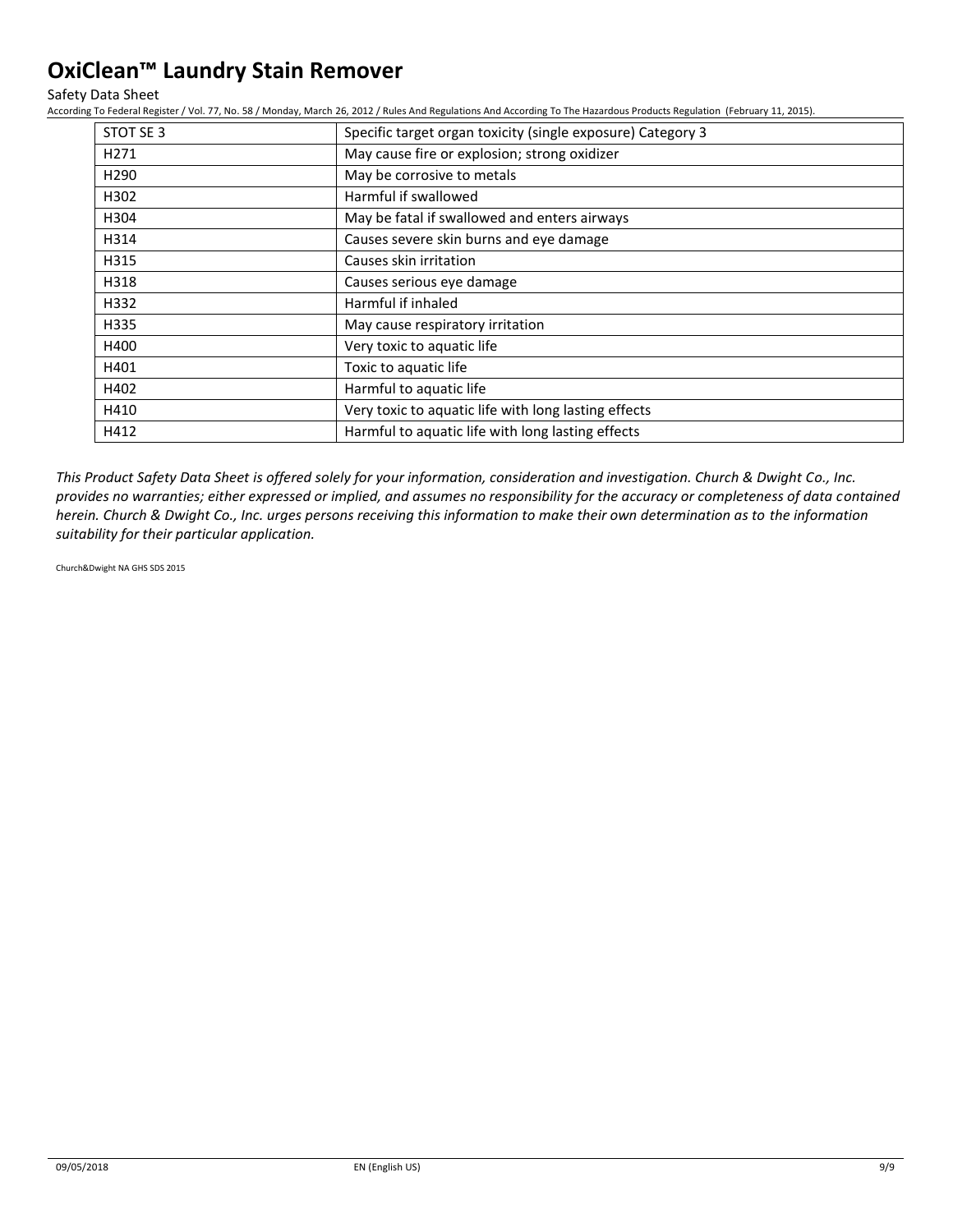| | |
|---|---|
| STOT SE 3 | Specific target organ toxicity (single exposure) Category 3 |
| H271 | May cause fire or explosion; strong oxidizer |
| H290 | May be corrosive to metals |
| H302 | Harmful if swallowed |
| H304 | May be fatal if swallowed and enters airways |
| H314 | Causes severe skin burns and eye damage |
| H315 | Causes skin irritation |
| H318 | Causes serious eye damage |
| H332 | Harmful if inhaled |
| H335 | May cause respiratory irritation |
| H400 | Very toxic to aquatic life |
| H401 | Toxic to aquatic life |
| H402 | Harmful to aquatic life |
| H410 | Very toxic to aquatic life with long lasting effects |
| H412 | Harmful to aquatic life with long lasting effects |

*This Product Safety Data Sheet is offered solely for your information, consideration and investigation. Church & Dwight Co., Inc. provides no warranties; either expressed or implied, and assumes no responsibility for the accuracy or completeness of data contained herein. Church & Dwight Co., Inc. urges persons receiving this information to make their own determination as to the information suitability for their particular application.*

Church&Dwight NA GHS SDS 2015